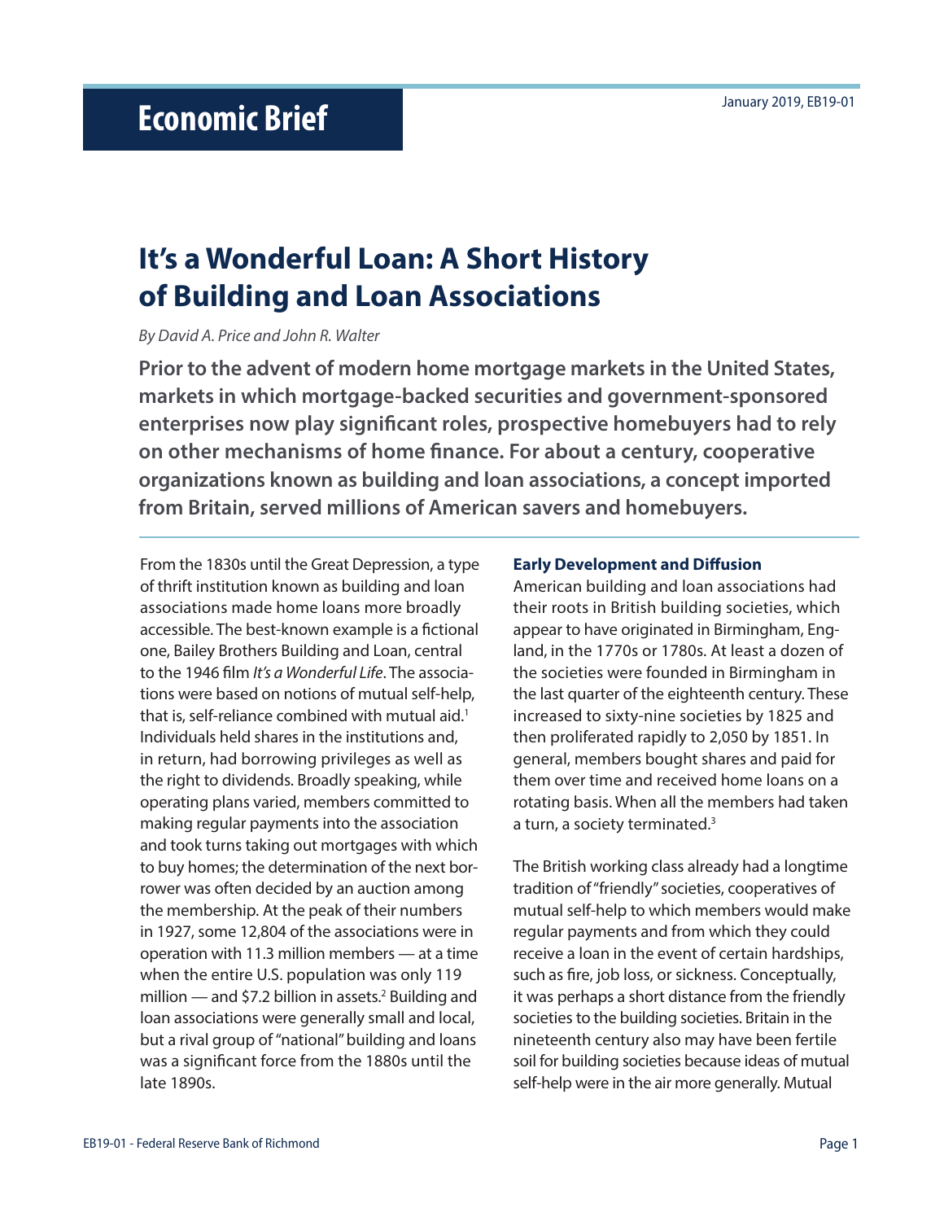Economic Brief

January 2019, EB19-01

# It's a Wonderful Loan: A Short History of Building and Loan Associations

*By David A. Price and John R. Walter*

**Prior to the advent of modern home mortgage markets in the United States, markets in which mortgage-backed securities and government-sponsored enterprises now play significant roles, prospective homebuyers had to rely on other mechanisms of home finance. For about a century, cooperative organizations known as building and loan associations, a concept imported from Britain, served millions of American savers and homebuyers.**

From the 1830s until the Great Depression, a type of thrift institution known as building and loan associations made home loans more broadly accessible. The best-known example is a fictional one, Bailey Brothers Building and Loan, central to the 1946 film *It's a Wonderful Life*. The associations were based on notions of mutual self-help, that is, self-reliance combined with mutual aid.[1] Individuals held shares in the institutions and, in return, had borrowing privileges as well as the right to dividends. Broadly speaking, while operating plans varied, members committed to making regular payments into the association and took turns taking out mortgages with which to buy homes; the determination of the next borrower was often decided by an auction among the membership. At the peak of their numbers in 1927, some 12,804 of the associations were in operation with 11.3 million members — at a time when the entire U.S. population was only 119 million — and $7.2 billion in assets.[2] Building and loan associations were generally small and local, but a rival group of "national" building and loans was a significant force from the 1880s until the late 1890s.

### Early Development and Diffusion

American building and loan associations had their roots in British building societies, which appear to have originated in Birmingham, England, in the 1770s or 1780s. At least a dozen of the societies were founded in Birmingham in the last quarter of the eighteenth century. These increased to sixty-nine societies by 1825 and then proliferated rapidly to 2,050 by 1851. In general, members bought shares and paid for them over time and received home loans on a rotating basis. When all the members had taken a turn, a society terminated.[3]

The British working class already had a longtime tradition of "friendly" societies, cooperatives of mutual self-help to which members would make regular payments and from which they could receive a loan in the event of certain hardships, such as fire, job loss, or sickness. Conceptually, it was perhaps a short distance from the friendly societies to the building societies. Britain in the nineteenth century also may have been fertile soil for building societies because ideas of mutual self-help were in the air more generally. Mutual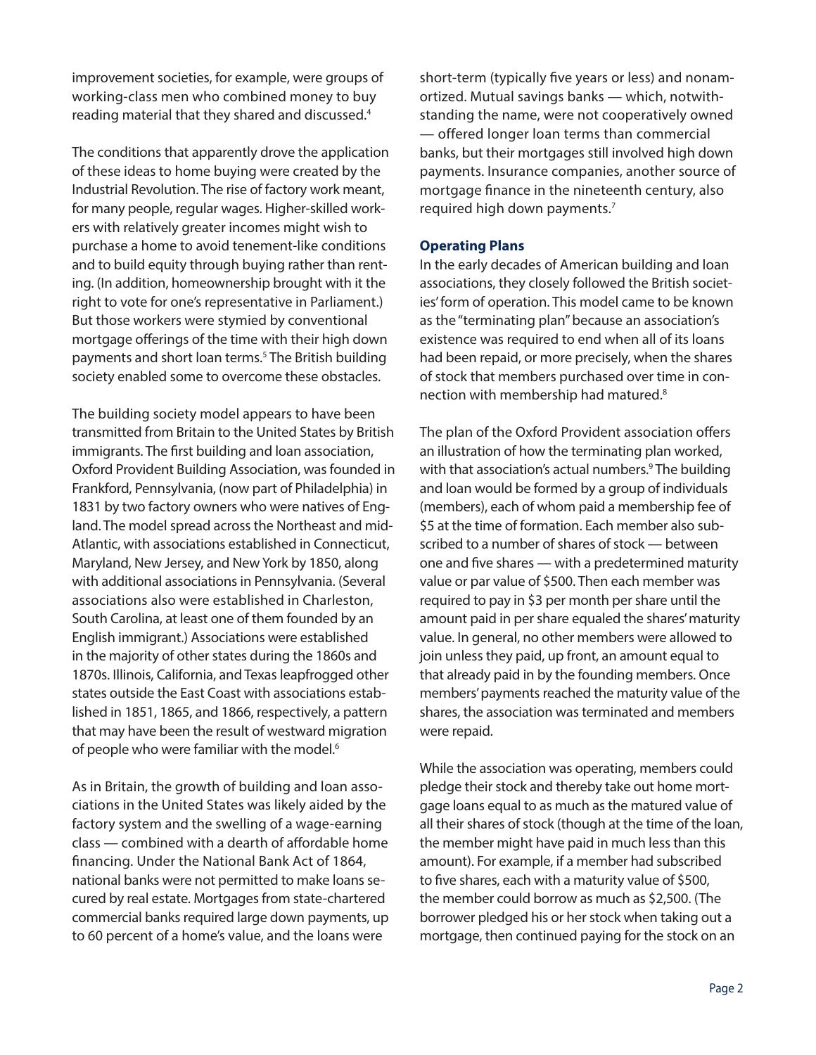improvement societies, for example, were groups of working-class men who combined money to buy reading material that they shared and discussed.[4]

The conditions that apparently drove the application of these ideas to home buying were created by the Industrial Revolution. The rise of factory work meant, for many people, regular wages. Higher-skilled workers with relatively greater incomes might wish to purchase a home to avoid tenement-like conditions and to build equity through buying rather than renting. (In addition, homeownership brought with it the right to vote for one's representative in Parliament.) But those workers were stymied by conventional mortgage offerings of the time with their high down payments and short loan terms.[5] The British building society enabled some to overcome these obstacles.

The building society model appears to have been transmitted from Britain to the United States by British immigrants. The first building and loan association, Oxford Provident Building Association, was founded in Frankford, Pennsylvania, (now part of Philadelphia) in 1831 by two factory owners who were natives of England. The model spread across the Northeast and mid-Atlantic, with associations established in Connecticut, Maryland, New Jersey, and New York by 1850, along with additional associations in Pennsylvania. (Several associations also were established in Charleston, South Carolina, at least one of them founded by an English immigrant.) Associations were established in the majority of other states during the 1860s and 1870s. Illinois, California, and Texas leapfrogged other states outside the East Coast with associations established in 1851, 1865, and 1866, respectively, a pattern that may have been the result of westward migration of people who were familiar with the model.[6]

As in Britain, the growth of building and loan associations in the United States was likely aided by the factory system and the swelling of a wage-earning class — combined with a dearth of affordable home financing. Under the National Bank Act of 1864, national banks were not permitted to make loans secured by real estate. Mortgages from state-chartered commercial banks required large down payments, up to 60 percent of a home's value, and the loans were short-term (typically five years or less) and nonamortized. Mutual savings banks — which, notwithstanding the name, were not cooperatively owned — offered longer loan terms than commercial banks, but their mortgages still involved high down payments. Insurance companies, another source of mortgage finance in the nineteenth century, also required high down payments.[7]

### Operating Plans

In the early decades of American building and loan associations, they closely followed the British societies' form of operation. This model came to be known as the "terminating plan" because an association's existence was required to end when all of its loans had been repaid, or more precisely, when the shares of stock that members purchased over time in connection with membership had matured.[8]

The plan of the Oxford Provident association offers an illustration of how the terminating plan worked, with that association's actual numbers.[9] The building and loan would be formed by a group of individuals (members), each of whom paid a membership fee of $5 at the time of formation. Each member also subscribed to a number of shares of stock — between one and five shares — with a predetermined maturity value or par value of $500. Then each member was required to pay in $3 per month per share until the amount paid in per share equaled the shares' maturity value. In general, no other members were allowed to join unless they paid, up front, an amount equal to that already paid in by the founding members. Once members' payments reached the maturity value of the shares, the association was terminated and members were repaid.

While the association was operating, members could pledge their stock and thereby take out home mortgage loans equal to as much as the matured value of all their shares of stock (though at the time of the loan, the member might have paid in much less than this amount). For example, if a member had subscribed to five shares, each with a maturity value of $500, the member could borrow as much as $2,500. (The borrower pledged his or her stock when taking out a mortgage, then continued paying for the stock on an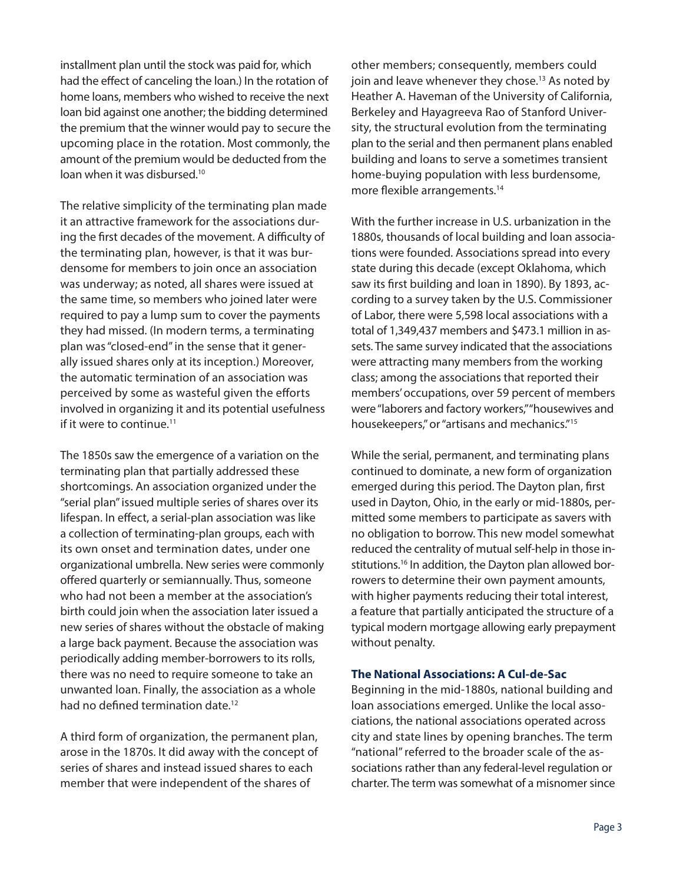installment plan until the stock was paid for, which had the effect of canceling the loan.) In the rotation of home loans, members who wished to receive the next loan bid against one another; the bidding determined the premium that the winner would pay to secure the upcoming place in the rotation. Most commonly, the amount of the premium would be deducted from the loan when it was disbursed.[10]

The relative simplicity of the terminating plan made it an attractive framework for the associations during the first decades of the movement. A difficulty of the terminating plan, however, is that it was burdensome for members to join once an association was underway; as noted, all shares were issued at the same time, so members who joined later were required to pay a lump sum to cover the payments they had missed. (In modern terms, a terminating plan was "closed-end" in the sense that it generally issued shares only at its inception.) Moreover, the automatic termination of an association was perceived by some as wasteful given the efforts involved in organizing it and its potential usefulness if it were to continue.[11]

The 1850s saw the emergence of a variation on the terminating plan that partially addressed these shortcomings. An association organized under the "serial plan" issued multiple series of shares over its lifespan. In effect, a serial-plan association was like a collection of terminating-plan groups, each with its own onset and termination dates, under one organizational umbrella. New series were commonly offered quarterly or semiannually. Thus, someone who had not been a member at the association's birth could join when the association later issued a new series of shares without the obstacle of making a large back payment. Because the association was periodically adding member-borrowers to its rolls, there was no need to require someone to take an unwanted loan. Finally, the association as a whole had no defined termination date.[12]

A third form of organization, the permanent plan, arose in the 1870s. It did away with the concept of series of shares and instead issued shares to each member that were independent of the shares of other members; consequently, members could join and leave whenever they chose.[13] As noted by Heather A. Haveman of the University of California, Berkeley and Hayagreeva Rao of Stanford University, the structural evolution from the terminating plan to the serial and then permanent plans enabled building and loans to serve a sometimes transient home-buying population with less burdensome, more flexible arrangements.[14]

With the further increase in U.S. urbanization in the 1880s, thousands of local building and loan associations were founded. Associations spread into every state during this decade (except Oklahoma, which saw its first building and loan in 1890). By 1893, according to a survey taken by the U.S. Commissioner of Labor, there were 5,598 local associations with a total of 1,349,437 members and $473.1 million in assets. The same survey indicated that the associations were attracting many members from the working class; among the associations that reported their members' occupations, over 59 percent of members were "laborers and factory workers," "housewives and housekeepers," or "artisans and mechanics."[15]

While the serial, permanent, and terminating plans continued to dominate, a new form of organization emerged during this period. The Dayton plan, first used in Dayton, Ohio, in the early or mid-1880s, permitted some members to participate as savers with no obligation to borrow. This new model somewhat reduced the centrality of mutual self-help in those institutions.[16] In addition, the Dayton plan allowed borrowers to determine their own payment amounts, with higher payments reducing their total interest, a feature that partially anticipated the structure of a typical modern mortgage allowing early prepayment without penalty.

### The National Associations: A Cul-de-Sac

Beginning in the mid-1880s, national building and loan associations emerged. Unlike the local associations, the national associations operated across city and state lines by opening branches. The term "national" referred to the broader scale of the associations rather than any federal-level regulation or charter. The term was somewhat of a misnomer since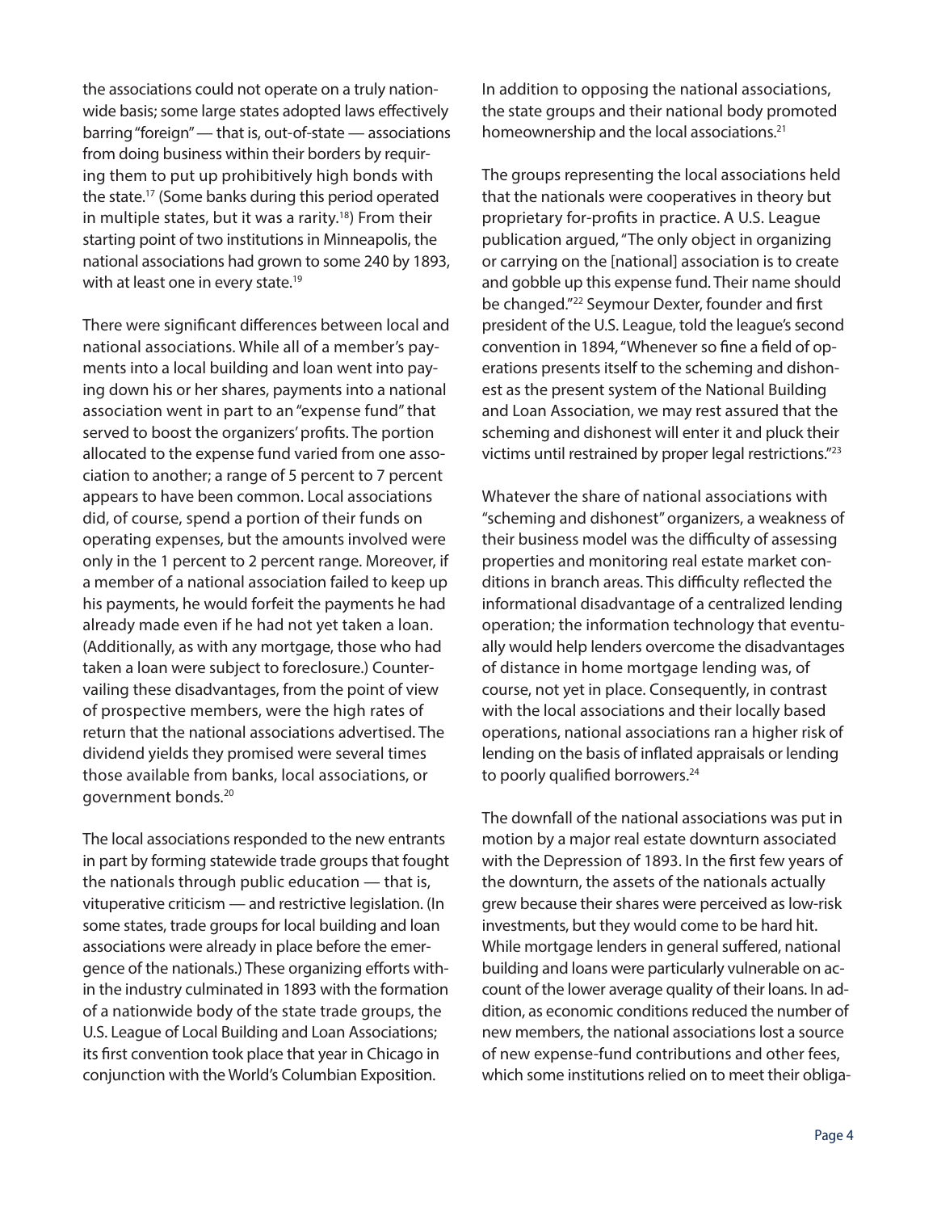the associations could not operate on a truly nationwide basis; some large states adopted laws effectively barring "foreign" — that is, out-of-state — associations from doing business within their borders by requiring them to put up prohibitively high bonds with the state.[17] (Some banks during this period operated in multiple states, but it was a rarity.[18]) From their starting point of two institutions in Minneapolis, the national associations had grown to some 240 by 1893, with at least one in every state.[19]

There were significant differences between local and national associations. While all of a member's payments into a local building and loan went into paying down his or her shares, payments into a national association went in part to an "expense fund" that served to boost the organizers' profits. The portion allocated to the expense fund varied from one association to another; a range of 5 percent to 7 percent appears to have been common. Local associations did, of course, spend a portion of their funds on operating expenses, but the amounts involved were only in the 1 percent to 2 percent range. Moreover, if a member of a national association failed to keep up his payments, he would forfeit the payments he had already made even if he had not yet taken a loan. (Additionally, as with any mortgage, those who had taken a loan were subject to foreclosure.) Countervailing these disadvantages, from the point of view of prospective members, were the high rates of return that the national associations advertised. The dividend yields they promised were several times those available from banks, local associations, or government bonds.[20]

The local associations responded to the new entrants in part by forming statewide trade groups that fought the nationals through public education — that is, vituperative criticism — and restrictive legislation. (In some states, trade groups for local building and loan associations were already in place before the emergence of the nationals.) These organizing efforts within the industry culminated in 1893 with the formation of a nationwide body of the state trade groups, the U.S. League of Local Building and Loan Associations; its first convention took place that year in Chicago in conjunction with the World's Columbian Exposition.

In addition to opposing the national associations, the state groups and their national body promoted homeownership and the local associations.[21]

The groups representing the local associations held that the nationals were cooperatives in theory but proprietary for-profits in practice. A U.S. League publication argued, "The only object in organizing or carrying on the [national] association is to create and gobble up this expense fund. Their name should be changed."[22] Seymour Dexter, founder and first president of the U.S. League, told the league's second convention in 1894, "Whenever so fine a field of operations presents itself to the scheming and dishonest as the present system of the National Building and Loan Association, we may rest assured that the scheming and dishonest will enter it and pluck their victims until restrained by proper legal restrictions."[23]

Whatever the share of national associations with "scheming and dishonest" organizers, a weakness of their business model was the difficulty of assessing properties and monitoring real estate market conditions in branch areas. This difficulty reflected the informational disadvantage of a centralized lending operation; the information technology that eventually would help lenders overcome the disadvantages of distance in home mortgage lending was, of course, not yet in place. Consequently, in contrast with the local associations and their locally based operations, national associations ran a higher risk of lending on the basis of inflated appraisals or lending to poorly qualified borrowers.[24]

The downfall of the national associations was put in motion by a major real estate downturn associated with the Depression of 1893. In the first few years of the downturn, the assets of the nationals actually grew because their shares were perceived as low-risk investments, but they would come to be hard hit. While mortgage lenders in general suffered, national building and loans were particularly vulnerable on account of the lower average quality of their loans. In addition, as economic conditions reduced the number of new members, the national associations lost a source of new expense-fund contributions and other fees, which some institutions relied on to meet their obliga-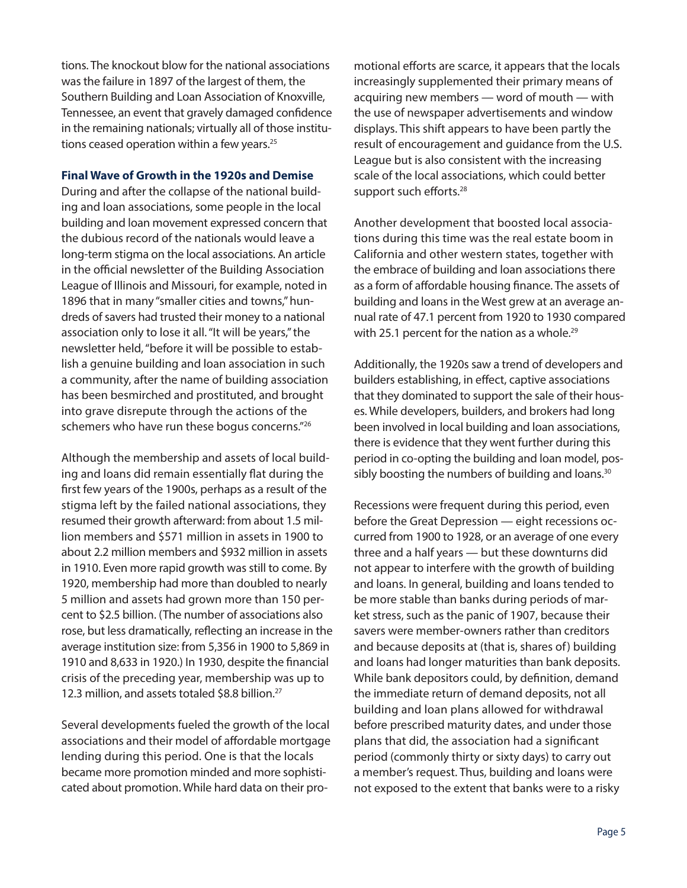tions. The knockout blow for the national associations was the failure in 1897 of the largest of them, the Southern Building and Loan Association of Knoxville, Tennessee, an event that gravely damaged confidence in the remaining nationals; virtually all of those institutions ceased operation within a few years.[25]

**Final Wave of Growth in the 1920s and Demise**

During and after the collapse of the national building and loan associations, some people in the local building and loan movement expressed concern that the dubious record of the nationals would leave a long-term stigma on the local associations. An article in the official newsletter of the Building Association League of Illinois and Missouri, for example, noted in 1896 that in many "smaller cities and towns," hundreds of savers had trusted their money to a national association only to lose it all. "It will be years," the newsletter held, "before it will be possible to establish a genuine building and loan association in such a community, after the name of building association has been besmirched and prostituted, and brought into grave disrepute through the actions of the schemers who have run these bogus concerns."[26]

Although the membership and assets of local building and loans did remain essentially flat during the first few years of the 1900s, perhaps as a result of the stigma left by the failed national associations, they resumed their growth afterward: from about 1.5 million members and $571 million in assets in 1900 to about 2.2 million members and $932 million in assets in 1910. Even more rapid growth was still to come. By 1920, membership had more than doubled to nearly 5 million and assets had grown more than 150 percent to $2.5 billion. (The number of associations also rose, but less dramatically, reflecting an increase in the average institution size: from 5,356 in 1900 to 5,869 in 1910 and 8,633 in 1920.) In 1930, despite the financial crisis of the preceding year, membership was up to 12.3 million, and assets totaled $8.8 billion.[27]

Several developments fueled the growth of the local associations and their model of affordable mortgage lending during this period. One is that the locals became more promotion minded and more sophisticated about promotion. While hard data on their promotional efforts are scarce, it appears that the locals increasingly supplemented their primary means of acquiring new members — word of mouth — with the use of newspaper advertisements and window displays. This shift appears to have been partly the result of encouragement and guidance from the U.S. League but is also consistent with the increasing scale of the local associations, which could better support such efforts.[28]

Another development that boosted local associations during this time was the real estate boom in California and other western states, together with the embrace of building and loan associations there as a form of affordable housing finance. The assets of building and loans in the West grew at an average annual rate of 47.1 percent from 1920 to 1930 compared with 25.1 percent for the nation as a whole.[29]

Additionally, the 1920s saw a trend of developers and builders establishing, in effect, captive associations that they dominated to support the sale of their houses. While developers, builders, and brokers had long been involved in local building and loan associations, there is evidence that they went further during this period in co-opting the building and loan model, possibly boosting the numbers of building and loans.[30]

Recessions were frequent during this period, even before the Great Depression — eight recessions occurred from 1900 to 1928, or an average of one every three and a half years — but these downturns did not appear to interfere with the growth of building and loans. In general, building and loans tended to be more stable than banks during periods of market stress, such as the panic of 1907, because their savers were member-owners rather than creditors and because deposits at (that is, shares of) building and loans had longer maturities than bank deposits. While bank depositors could, by definition, demand the immediate return of demand deposits, not all building and loan plans allowed for withdrawal before prescribed maturity dates, and under those plans that did, the association had a significant period (commonly thirty or sixty days) to carry out a member's request. Thus, building and loans were not exposed to the extent that banks were to a risky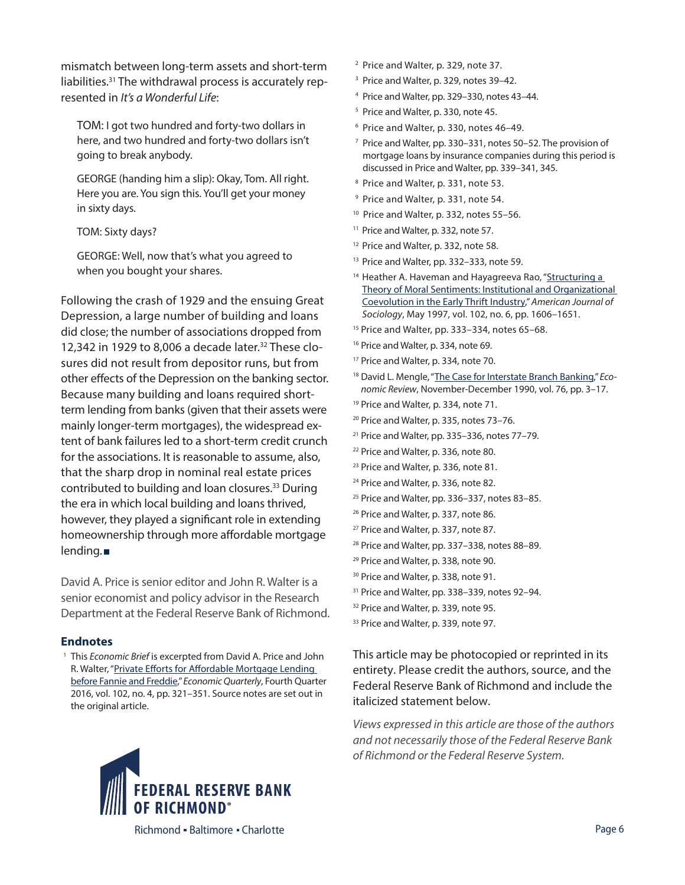mismatch between long-term assets and short-term liabilities.[31] The withdrawal process is accurately represented in *It's a Wonderful Life*:

> TOM: I got two hundred and forty-two dollars in here, and two hundred and forty-two dollars isn't going to break anybody.
>
> GEORGE (handing him a slip): Okay, Tom. All right. Here you are. You sign this. You'll get your money in sixty days.
>
> TOM: Sixty days?
>
> GEORGE: Well, now that's what you agreed to when you bought your shares.

Following the crash of 1929 and the ensuing Great Depression, a large number of building and loans did close; the number of associations dropped from 12,342 in 1929 to 8,006 a decade later.[32] These closures did not result from depositor runs, but from other effects of the Depression on the banking sector. Because many building and loans required short-term lending from banks (given that their assets were mainly longer-term mortgages), the widespread extent of bank failures led to a short-term credit crunch for the associations. It is reasonable to assume, also, that the sharp drop in nominal real estate prices contributed to building and loan closures.[33] During the era in which local building and loans thrived, however, they played a significant role in extending homeownership through more affordable mortgage lending. ■

David A. Price is senior editor and John R. Walter is a senior economist and policy advisor in the Research Department at the Federal Reserve Bank of Richmond.

### Endnotes

1. This *Economic Brief* is excerpted from David A. Price and John R. Walter, "Private Efforts for Affordable Mortgage Lending before Fannie and Freddie," *Economic Quarterly*, Fourth Quarter 2016, vol. 102, no. 4, pp. 321–351. Source notes are set out in the original article.
2. Price and Walter, p. 329, note 37.
3. Price and Walter, p. 329, notes 39–42.
4. Price and Walter, pp. 329–330, notes 43–44.
5. Price and Walter, p. 330, note 45.
6. Price and Walter, p. 330, notes 46–49.
7. Price and Walter, pp. 330–331, notes 50–52. The provision of mortgage loans by insurance companies during this period is discussed in Price and Walter, pp. 339–341, 345.
8. Price and Walter, p. 331, note 53.
9. Price and Walter, p. 331, note 54.
10. Price and Walter, p. 332, notes 55–56.
11. Price and Walter, p. 332, note 57.
12. Price and Walter, p. 332, note 58.
13. Price and Walter, pp. 332–333, note 59.
14. Heather A. Haveman and Hayagreeva Rao, "Structuring a Theory of Moral Sentiments: Institutional and Organizational Coevolution in the Early Thrift Industry," *American Journal of Sociology*, May 1997, vol. 102, no. 6, pp. 1606–1651.
15. Price and Walter, pp. 333–334, notes 65–68.
16. Price and Walter, p. 334, note 69.
17. Price and Walter, p. 334, note 70.
18. David L. Mengle, "The Case for Interstate Branch Banking," *Economic Review*, November-December 1990, vol. 76, pp. 3–17.
19. Price and Walter, p. 334, note 71.
20. Price and Walter, p. 335, notes 73–76.
21. Price and Walter, pp. 335–336, notes 77–79.
22. Price and Walter, p. 336, note 80.
23. Price and Walter, p. 336, note 81.
24. Price and Walter, p. 336, note 82.
25. Price and Walter, pp. 336–337, notes 83–85.
26. Price and Walter, p. 337, note 86.
27. Price and Walter, p. 337, note 87.
28. Price and Walter, pp. 337–338, notes 88–89.
29. Price and Walter, p. 338, note 90.
30. Price and Walter, p. 338, note 91.
31. Price and Walter, pp. 338–339, notes 92–94.
32. Price and Walter, p. 339, note 95.
33. Price and Walter, p. 339, note 97.

This article may be photocopied or reprinted in its entirety. Please credit the authors, source, and the Federal Reserve Bank of Richmond and include the italicized statement below.

*Views expressed in this article are those of the authors and not necessarily those of the Federal Reserve Bank of Richmond or the Federal Reserve System.*

FEDERAL RESERVE BANK OF RICHMOND®

Richmond ▪ Baltimore ▪ Charlotte